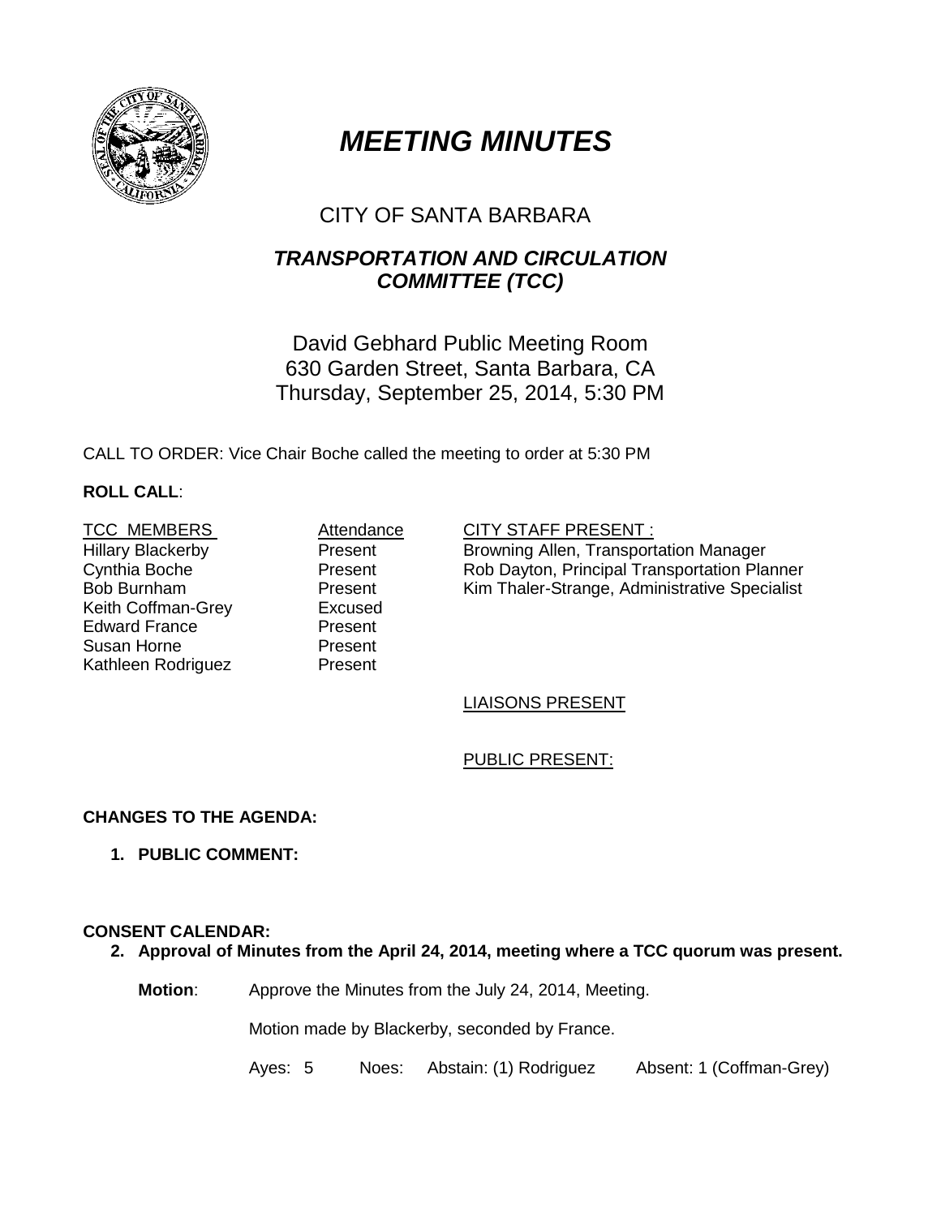# *MEETING MINUTES*

## CITY OF SANTA BARBARA

## *TRANSPORTATION AND CIRCULATION COMMITTEE (TCC)*

David Gebhard Public Meeting Room
630 Garden Street, Santa Barbara, CA
Thursday, September 25, 2014, 5:30 PM

CALL TO ORDER: Vice Chair Boche called the meeting to order at 5:30 PM

**ROLL CALL**:

| TCC MEMBERS | Attendance |
|---|---|
| Hillary Blackerby | Present |
| Cynthia Boche | Present |
| Bob Burnham | Present |
| Keith Coffman-Grey | Excused |
| Edward France | Present |
| Susan Horne | Present |
| Kathleen Rodriguez | Present |

CITY STAFF PRESENT :
Browning Allen, Transportation Manager
Rob Dayton, Principal Transportation Planner
Kim Thaler-Strange, Administrative Specialist

LIAISONS PRESENT

PUBLIC PRESENT:

**CHANGES TO THE AGENDA:**

1. **PUBLIC COMMENT:**

**CONSENT CALENDAR:**

2. **Approval of Minutes from the April 24, 2014, meeting where a TCC quorum was present.**

   **Motion**: Approve the Minutes from the July 24, 2014, Meeting.

   Motion made by Blackerby, seconded by France.

   Ayes: 5 Noes: Abstain: (1) Rodriguez Absent: 1 (Coffman-Grey)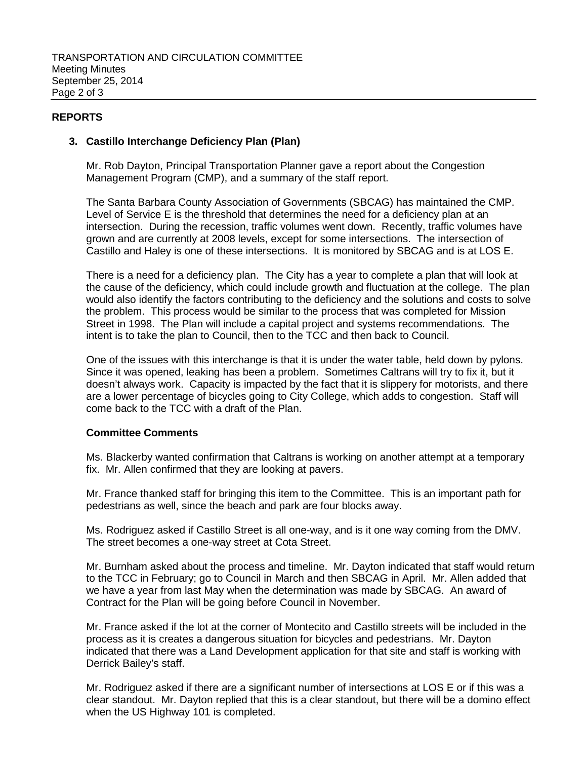## REPORTS

### 3. Castillo Interchange Deficiency Plan (Plan)

Mr. Rob Dayton, Principal Transportation Planner gave a report about the Congestion Management Program (CMP), and a summary of the staff report.

The Santa Barbara County Association of Governments (SBCAG) has maintained the CMP. Level of Service E is the threshold that determines the need for a deficiency plan at an intersection. During the recession, traffic volumes went down. Recently, traffic volumes have grown and are currently at 2008 levels, except for some intersections. The intersection of Castillo and Haley is one of these intersections. It is monitored by SBCAG and is at LOS E.

There is a need for a deficiency plan. The City has a year to complete a plan that will look at the cause of the deficiency, which could include growth and fluctuation at the college. The plan would also identify the factors contributing to the deficiency and the solutions and costs to solve the problem. This process would be similar to the process that was completed for Mission Street in 1998. The Plan will include a capital project and systems recommendations. The intent is to take the plan to Council, then to the TCC and then back to Council.

One of the issues with this interchange is that it is under the water table, held down by pylons. Since it was opened, leaking has been a problem. Sometimes Caltrans will try to fix it, but it doesn't always work. Capacity is impacted by the fact that it is slippery for motorists, and there are a lower percentage of bicycles going to City College, which adds to congestion. Staff will come back to the TCC with a draft of the Plan.

**Committee Comments**

Ms. Blackerby wanted confirmation that Caltrans is working on another attempt at a temporary fix. Mr. Allen confirmed that they are looking at pavers.

Mr. France thanked staff for bringing this item to the Committee. This is an important path for pedestrians as well, since the beach and park are four blocks away.

Ms. Rodriguez asked if Castillo Street is all one-way, and is it one way coming from the DMV. The street becomes a one-way street at Cota Street.

Mr. Burnham asked about the process and timeline. Mr. Dayton indicated that staff would return to the TCC in February; go to Council in March and then SBCAG in April. Mr. Allen added that we have a year from last May when the determination was made by SBCAG. An award of Contract for the Plan will be going before Council in November.

Mr. France asked if the lot at the corner of Montecito and Castillo streets will be included in the process as it is creates a dangerous situation for bicycles and pedestrians. Mr. Dayton indicated that there was a Land Development application for that site and staff is working with Derrick Bailey's staff.

Mr. Rodriguez asked if there are a significant number of intersections at LOS E or if this was a clear standout. Mr. Dayton replied that this is a clear standout, but there will be a domino effect when the US Highway 101 is completed.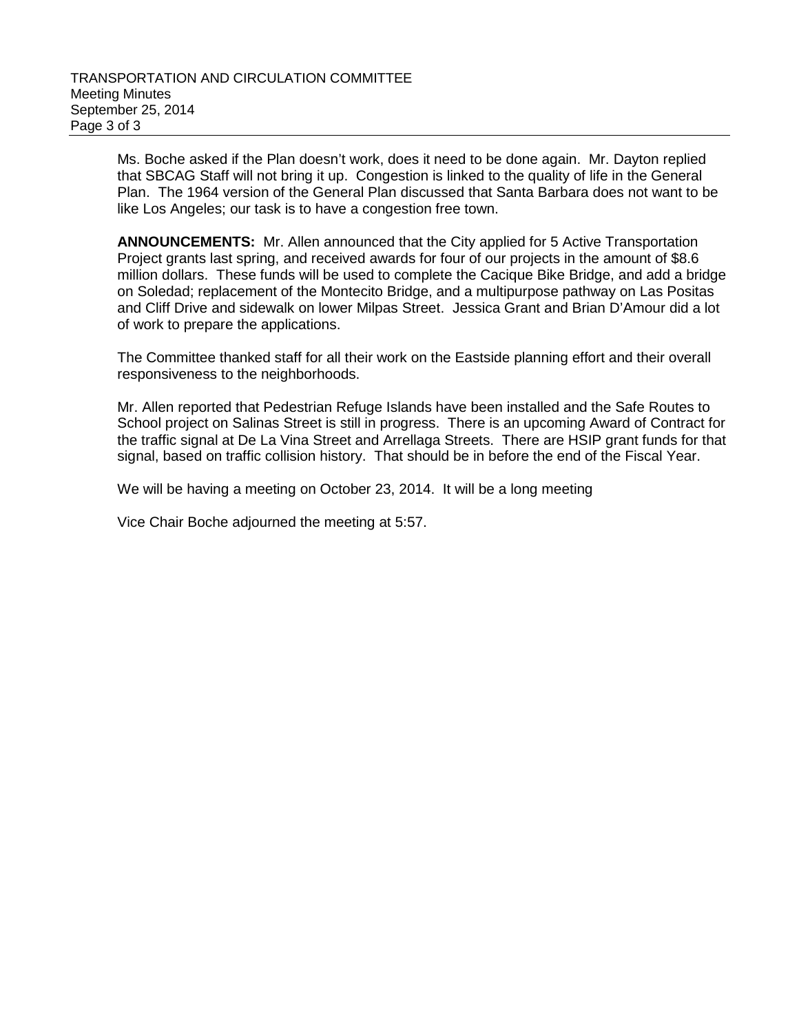Ms. Boche asked if the Plan doesn't work, does it need to be done again. Mr. Dayton replied that SBCAG Staff will not bring it up. Congestion is linked to the quality of life in the General Plan. The 1964 version of the General Plan discussed that Santa Barbara does not want to be like Los Angeles; our task is to have a congestion free town.

**ANNOUNCEMENTS:** Mr. Allen announced that the City applied for 5 Active Transportation Project grants last spring, and received awards for four of our projects in the amount of $8.6 million dollars. These funds will be used to complete the Cacique Bike Bridge, and add a bridge on Soledad; replacement of the Montecito Bridge, and a multipurpose pathway on Las Positas and Cliff Drive and sidewalk on lower Milpas Street. Jessica Grant and Brian D'Amour did a lot of work to prepare the applications.

The Committee thanked staff for all their work on the Eastside planning effort and their overall responsiveness to the neighborhoods.

Mr. Allen reported that Pedestrian Refuge Islands have been installed and the Safe Routes to School project on Salinas Street is still in progress. There is an upcoming Award of Contract for the traffic signal at De La Vina Street and Arrellaga Streets. There are HSIP grant funds for that signal, based on traffic collision history. That should be in before the end of the Fiscal Year.

We will be having a meeting on October 23, 2014. It will be a long meeting

Vice Chair Boche adjourned the meeting at 5:57.